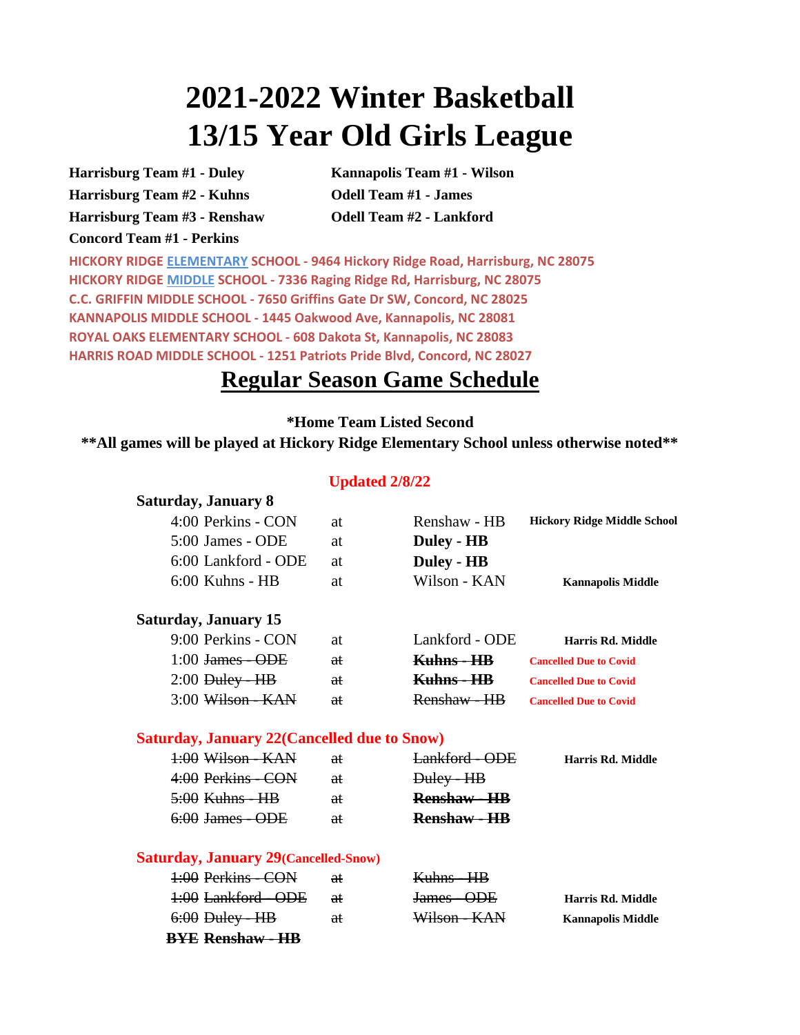# 2021-2022 Winter Basketball
# 13/15 Year Old Girls League

**Harrisburg Team #1 - Duley**
**Harrisburg Team #2 - Kuhns**
**Harrisburg Team #3 - Renshaw**
**Concord Team #1 - Perkins**
**Kannapolis Team #1 - Wilson**
**Odell Team #1 - James**
**Odell Team #2 - Lankford**

**HICKORY RIDGE ELEMENTARY SCHOOL - 9464 Hickory Ridge Road, Harrisburg, NC 28075**
**HICKORY RIDGE MIDDLE SCHOOL - 7336 Raging Ridge Rd, Harrisburg, NC 28075**
**C.C. GRIFFIN MIDDLE SCHOOL - 7650 Griffins Gate Dr SW, Concord, NC 28025**
**KANNAPOLIS MIDDLE SCHOOL - 1445 Oakwood Ave, Kannapolis, NC 28081**
**ROYAL OAKS ELEMENTARY SCHOOL - 608 Dakota St, Kannapolis, NC 28083**
**HARRIS ROAD MIDDLE SCHOOL - 1251 Patriots Pride Blvd, Concord, NC 28027**

## Regular Season Game Schedule

**\*Home Team Listed Second**
**\*\*All games will be played at Hickory Ridge Elementary School unless otherwise noted\*\***

**Updated 2/8/22**

**Saturday, January 8**

| Time / Visitor | | Home | Location |
|---|---|---|---|
| 4:00 Perkins - CON | at | Renshaw - HB | **Hickory Ridge Middle School** |
| 5:00 James - ODE | at | **Duley - HB** | |
| 6:00 Lankford - ODE | at | **Duley - HB** | |
| 6:00 Kuhns - HB | at | Wilson - KAN | **Kannapolis Middle** |

**Saturday, January 15**

| Time / Visitor | | Home | Location |
|---|---|---|---|
| 9:00 Perkins - CON | at | Lankford - ODE | **Harris Rd. Middle** |
| 1:00 ~~James - ODE~~ | ~~at~~ | ~~**Kuhns - HB**~~ | **Cancelled Due to Covid** |
| 2:00 ~~Duley - HB~~ | ~~at~~ | ~~**Kuhns - HB**~~ | **Cancelled Due to Covid** |
| 3:00 ~~Wilson - KAN~~ | ~~at~~ | ~~Renshaw - HB~~ | **Cancelled Due to Covid** |

**Saturday, January 22(Cancelled due to Snow)**

| Time / Visitor | | Home | Location |
|---|---|---|---|
| ~~1:00 Wilson - KAN~~ | ~~at~~ | ~~Lankford - ODE~~ | **Harris Rd. Middle** |
| ~~4:00 Perkins - CON~~ | ~~at~~ | ~~Duley - HB~~ | |
| ~~5:00 Kuhns - HB~~ | ~~at~~ | ~~**Renshaw - HB**~~ | |
| ~~6:00 James - ODE~~ | ~~at~~ | ~~**Renshaw - HB**~~ | |

**Saturday, January 29(Cancelled-Snow)**

| Time / Visitor | | Home | Location |
|---|---|---|---|
| ~~1:00 Perkins - CON~~ | ~~at~~ | ~~Kuhns - HB~~ | |
| ~~1:00 Lankford - ODE~~ | ~~at~~ | ~~James - ODE~~ | **Harris Rd. Middle** |
| 6:00 ~~Duley - HB~~ | ~~at~~ | ~~Wilson - KAN~~ | **Kannapolis Middle** |
| ~~**BYE Renshaw - HB**~~ | | | |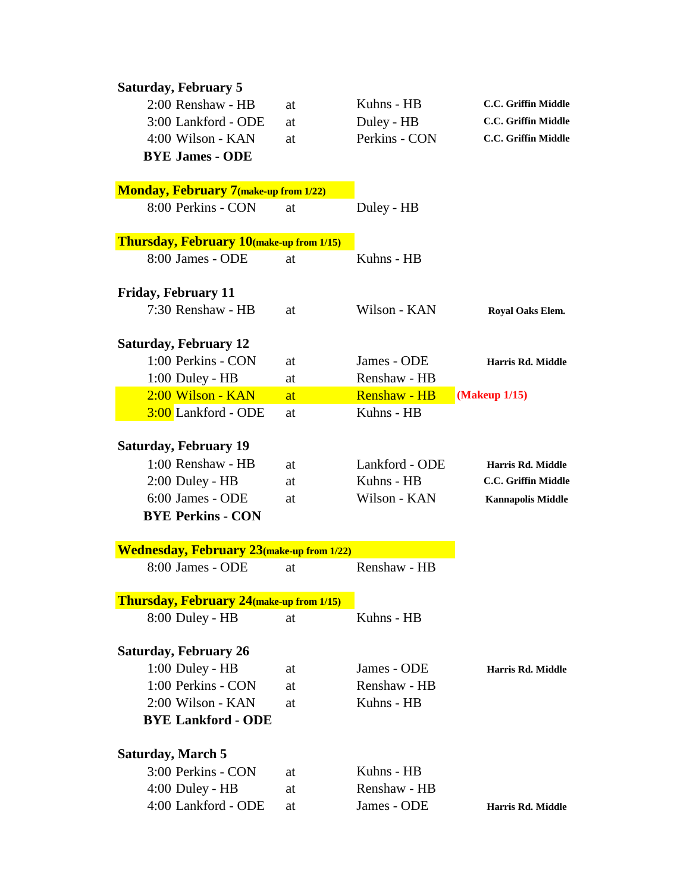**Saturday, February 5**

| Time | Visitor | | Home | Location |
|---|---|---|---|---|
| 2:00 | Renshaw - HB | at | Kuhns - HB | **C.C. Griffin Middle** |
| 3:00 | Lankford - ODE | at | Duley - HB | **C.C. Griffin Middle** |
| 4:00 | Wilson - KAN | at | Perkins - CON | **C.C. Griffin Middle** |

**BYE James - ODE**

**Monday, February 7** **(make-up from 1/22)**

| Time | Visitor | | Home | Location |
|---|---|---|---|---|
| 8:00 | Perkins - CON | at | Duley - HB | |

**Thursday, February 10** **(make-up from 1/15)**

| Time | Visitor | | Home | Location |
|---|---|---|---|---|
| 8:00 | James - ODE | at | Kuhns - HB | |

**Friday, February 11**

| Time | Visitor | | Home | Location |
|---|---|---|---|---|
| 7:30 | Renshaw - HB | at | Wilson - KAN | **Royal Oaks Elem.** |

**Saturday, February 12**

| Time | Visitor | | Home | Location |
|---|---|---|---|---|
| 1:00 | Perkins - CON | at | James - ODE | **Harris Rd. Middle** |
| 1:00 | Duley - HB | at | Renshaw - HB | |
| 2:00 | Wilson - KAN | at | Renshaw - HB | **(Makeup 1/15)** |
| 3:00 | Lankford - ODE | at | Kuhns - HB | |

**Saturday, February 19**

| Time | Visitor | | Home | Location |
|---|---|---|---|---|
| 1:00 | Renshaw - HB | at | Lankford - ODE | **Harris Rd. Middle** |
| 2:00 | Duley - HB | at | Kuhns - HB | **C.C. Griffin Middle** |
| 6:00 | James - ODE | at | Wilson - KAN | **Kannapolis Middle** |

**BYE Perkins - CON**

**Wednesday, February 23** **(make-up from 1/22)**

| Time | Visitor | | Home | Location |
|---|---|---|---|---|
| 8:00 | James - ODE | at | Renshaw - HB | |

**Thursday, February 24** **(make-up from 1/15)**

| Time | Visitor | | Home | Location |
|---|---|---|---|---|
| 8:00 | Duley - HB | at | Kuhns - HB | |

**Saturday, February 26**

| Time | Visitor | | Home | Location |
|---|---|---|---|---|
| 1:00 | Duley - HB | at | James - ODE | **Harris Rd. Middle** |
| 1:00 | Perkins - CON | at | Renshaw - HB | |
| 2:00 | Wilson - KAN | at | Kuhns - HB | |

**BYE Lankford - ODE**

**Saturday, March 5**

| Time | Visitor | | Home | Location |
|---|---|---|---|---|
| 3:00 | Perkins - CON | at | Kuhns - HB | |
| 4:00 | Duley - HB | at | Renshaw - HB | |
| 4:00 | Lankford - ODE | at | James - ODE | **Harris Rd. Middle** |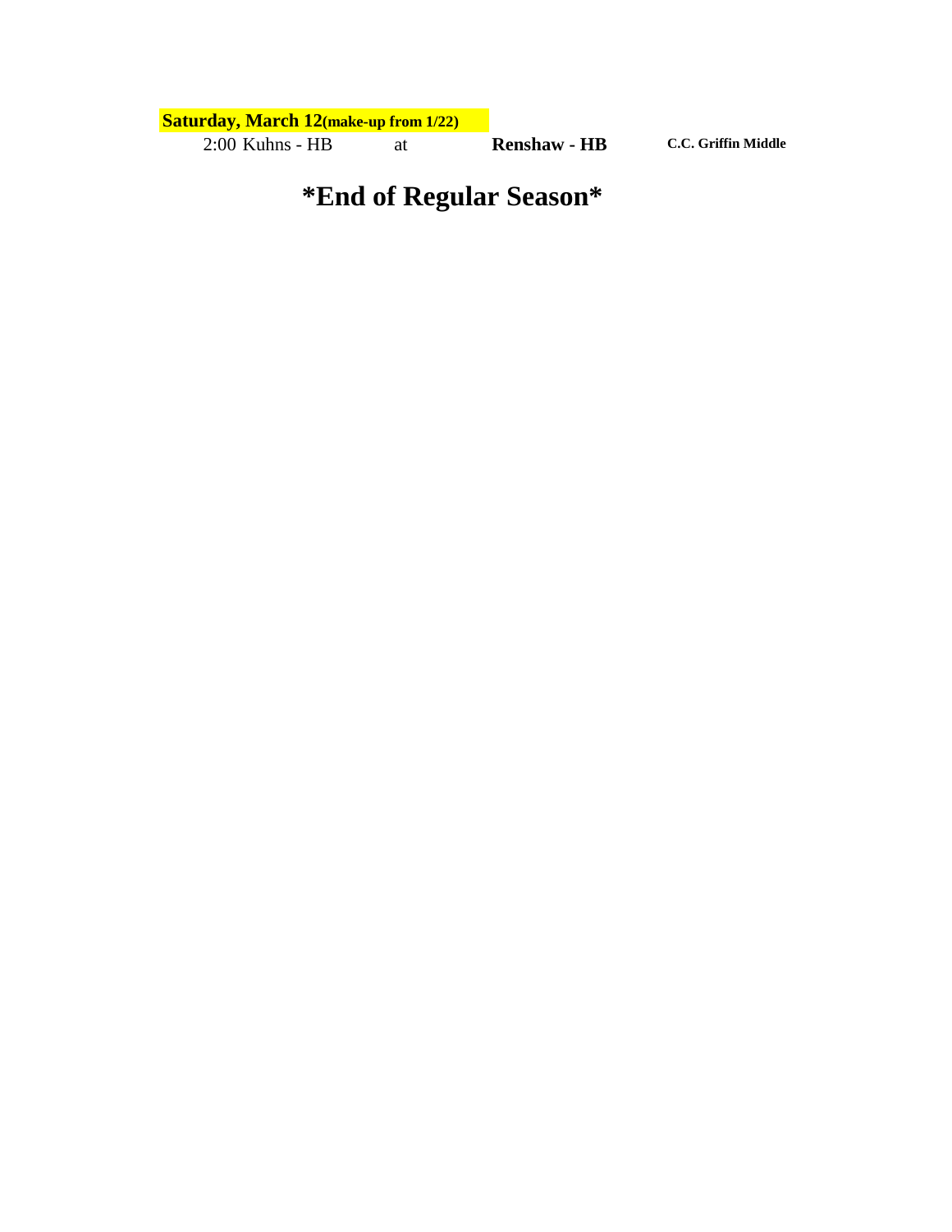**Saturday, March 12** **(make-up from 1/22)**

| | | | | |
|---|---|---|---|---|
| 2:00 | Kuhns - HB | at | **Renshaw - HB** | **C.C. Griffin Middle** |

## *End of Regular Season*